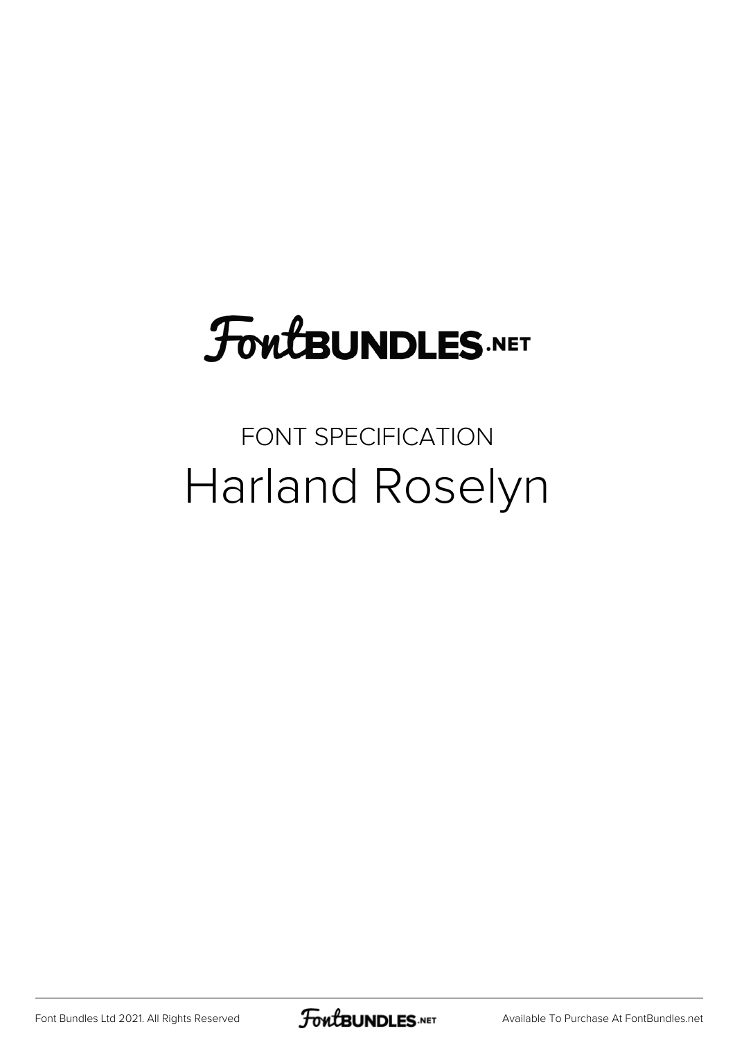FontBUNDLES.NET

FONT SPECIFICATION

# Harland Roselyn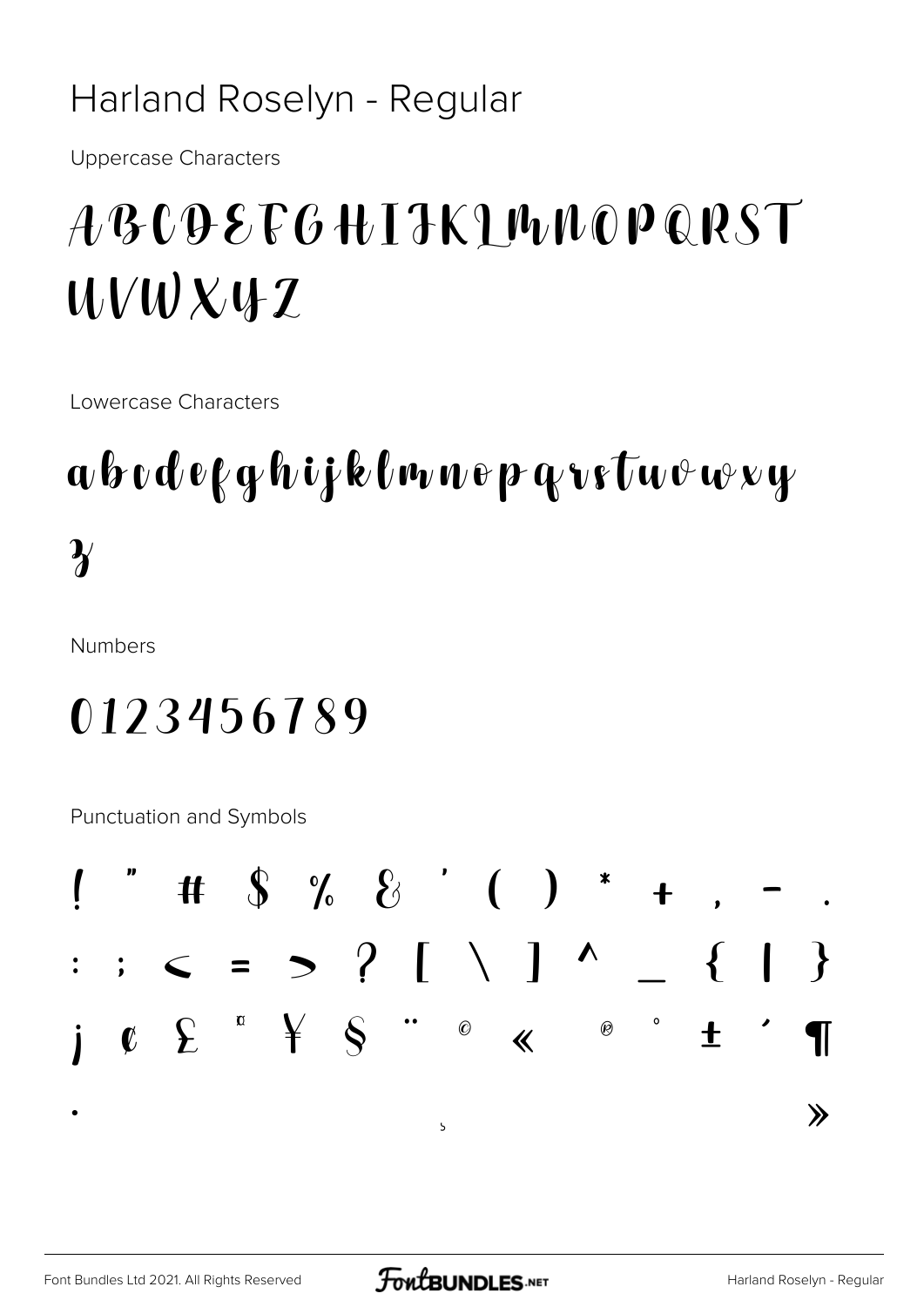# Harland Roselyn - Regular

Uppercase Characters

ABCDEFGHIJKLMNOPQRST
UVWXYZ

Lowercase Characters

abcdefghijklmnopqrstuvwxy
z

Numbers

0123456789

Punctuation and Symbols

! " # $ % & ' ( ) * + , - .
: ; < = > ? [ \ ] ^ _ { | }
¡ ¢ £ ¤ ¥ § ¨ © « ® ° ± ´ ¶
· ¸ »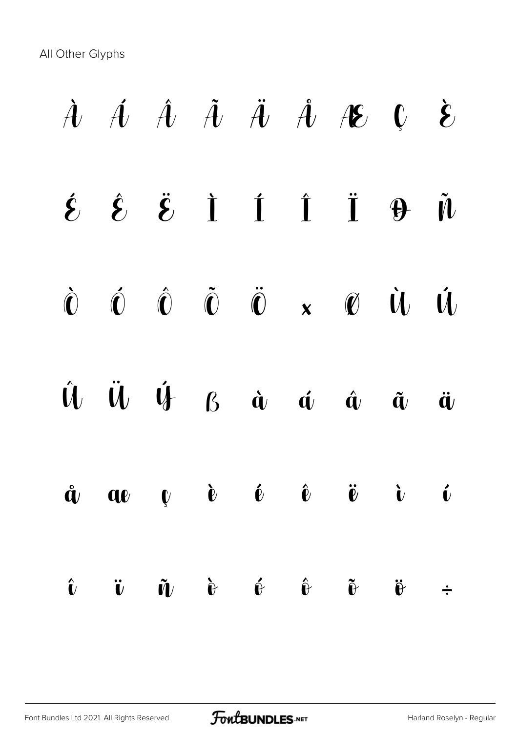All Other Glyphs

À Á Â Ã Ä Å Æ Ç È

É Ê Ë Ì Í Î Ï Ð Ñ

Ò Ó Ô Õ Ö × Ø Ù Ú

Û Ü Ý ß à á â ã ä

å æ ç è é ê ë ì í

î ï ñ ò ó ô õ ö ÷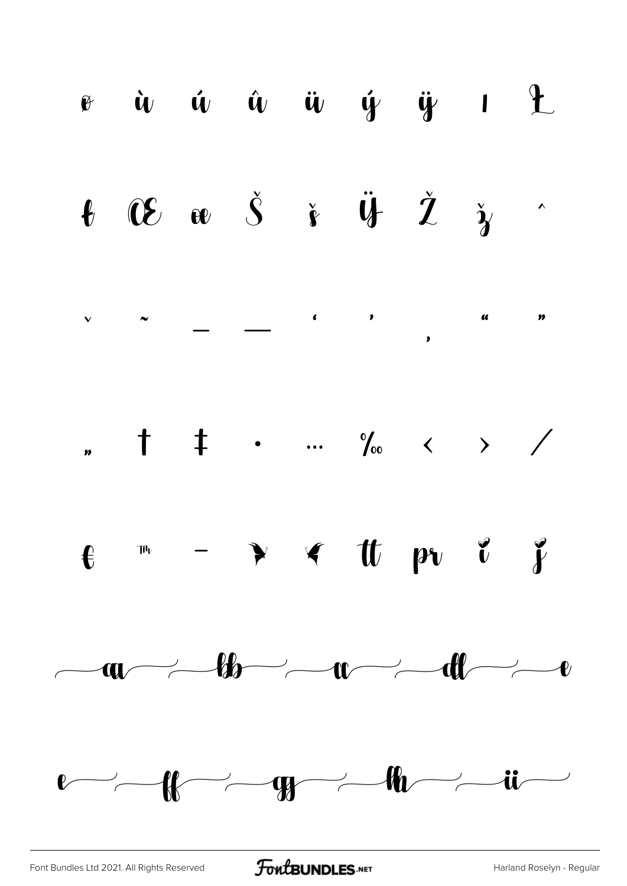ø ù ú û ü ý ÿ ı Ł

ł Œ œ Š š Ÿ Ž ž ˆ

ˇ ˜ _ — ' ' ‚ " "

„ † ‡ • … ‰ ‹ › ⁄

€ ™ − tt pr

aa bb cc dd e

e ff gg hh ii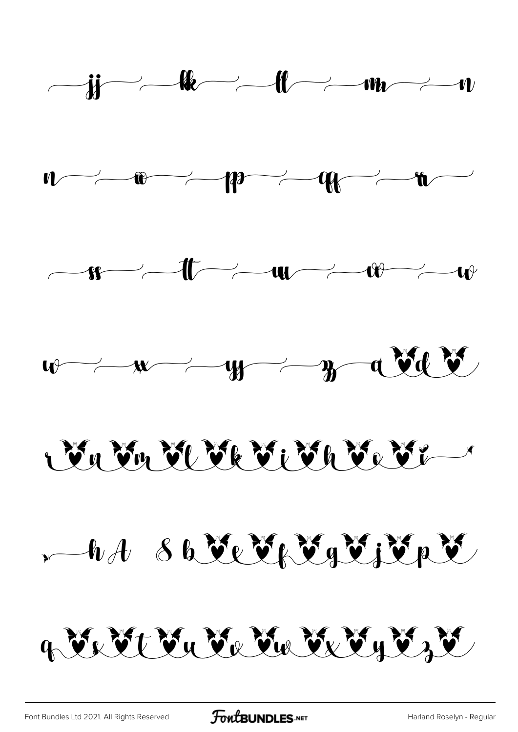jj kk ll mm n

n oo pp qq rr

ss tt uu vv w

w xx yy zz a d

r n m l k i h o i

h A & b e f g j p

q s t u v w x y z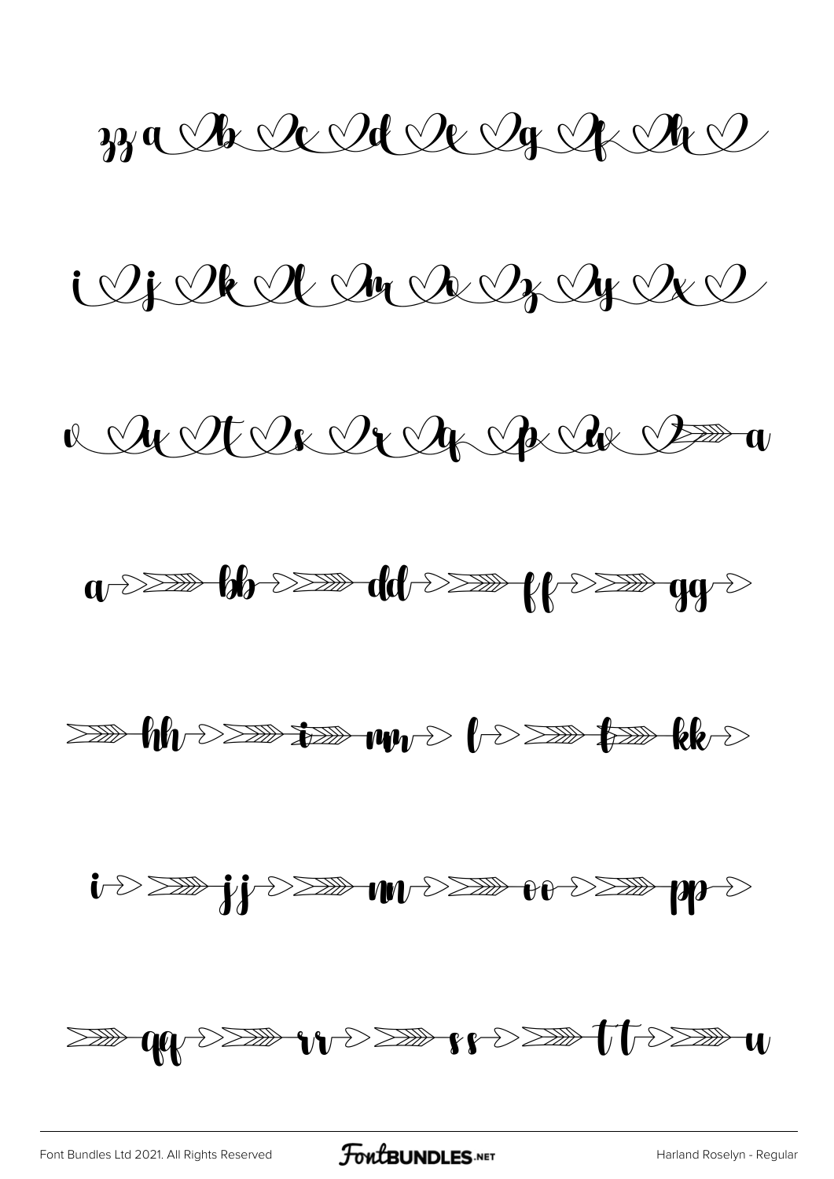zz a b c d e g f h

i j k l m n z y x

v u t s r q p w a

a bb dd ff gg

hh i m l t kk

i jj nn oo pp

qq rr ss tt u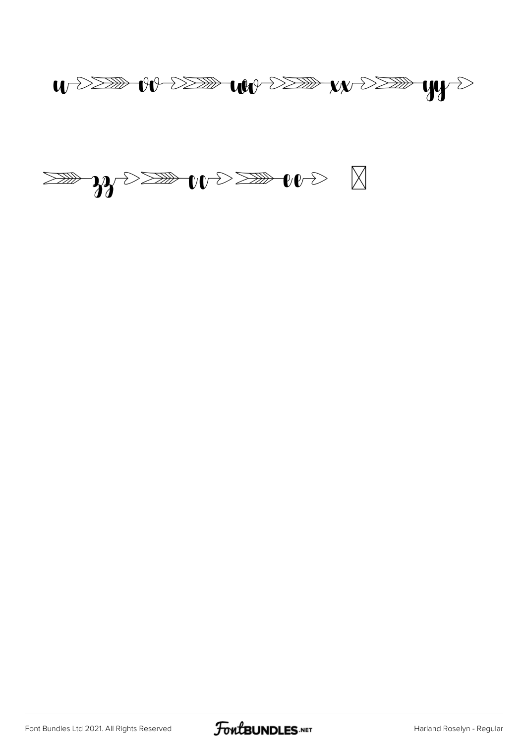u ⋙ v ⋙ w ⋙ x ⋙ y

⋙ z ⋙ c ⋙ e ⊠